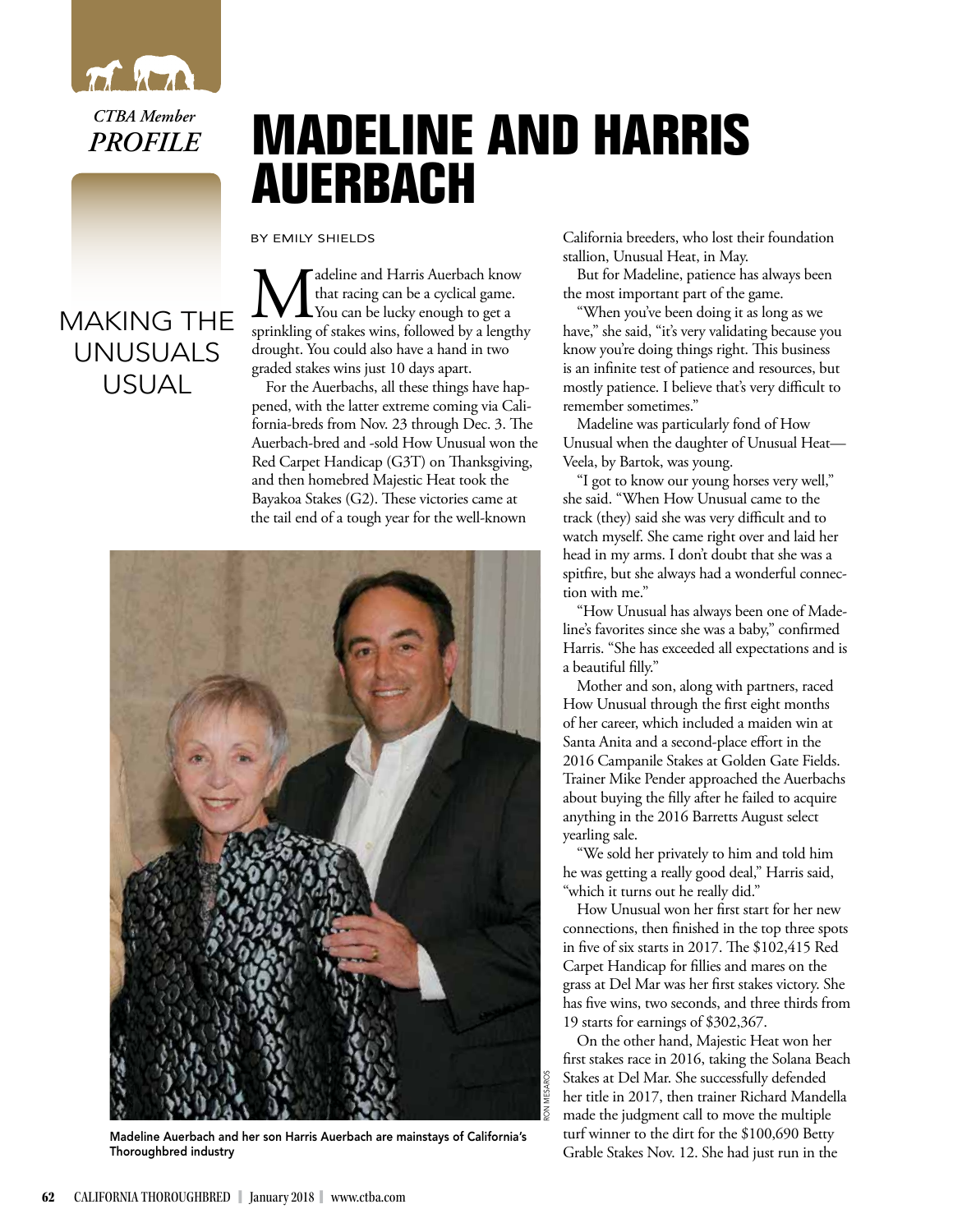*CTBA Member*
*PROFILE*

# MADELINE AND HARRIS AUERBACH

## MAKING THE UNUSUALS USUAL

BY EMILY SHIELDS

Madeline and Harris Auerbach know that racing can be a cyclical game. You can be lucky enough to get a sprinkling of stakes wins, followed by a lengthy drought. You could also have a hand in two graded stakes wins just 10 days apart.

For the Auerbachs, all these things have happened, with the latter extreme coming via California-breds from Nov. 23 through Dec. 3. The Auerbach-bred and -sold How Unusual won the Red Carpet Handicap (G3T) on Thanksgiving, and then homebred Majestic Heat took the Bayakoa Stakes (G2). These victories came at the tail end of a tough year for the well-known California breeders, who lost their foundation stallion, Unusual Heat, in May.

Madeline Auerbach and her son Harris Auerbach are mainstays of California's Thoroughbred industry

But for Madeline, patience has always been the most important part of the game.

"When you've been doing it as long as we have," she said, "it's very validating because you know you're doing things right. This business is an infinite test of patience and resources, but mostly patience. I believe that's very difficult to remember sometimes."

Madeline was particularly fond of How Unusual when the daughter of Unusual Heat—Veela, by Bartok, was young.

"I got to know our young horses very well," she said. "When How Unusual came to the track (they) said she was very difficult and to watch myself. She came right over and laid her head in my arms. I don't doubt that she was a spitfire, but she always had a wonderful connection with me."

"How Unusual has always been one of Madeline's favorites since she was a baby," confirmed Harris. "She has exceeded all expectations and is a beautiful filly."

Mother and son, along with partners, raced How Unusual through the first eight months of her career, which included a maiden win at Santa Anita and a second-place effort in the 2016 Campanile Stakes at Golden Gate Fields. Trainer Mike Pender approached the Auerbachs about buying the filly after he failed to acquire anything in the 2016 Barretts August select yearling sale.

"We sold her privately to him and told him he was getting a really good deal," Harris said, "which it turns out he really did."

How Unusual won her first start for her new connections, then finished in the top three spots in five of six starts in 2017. The $102,415 Red Carpet Handicap for fillies and mares on the grass at Del Mar was her first stakes victory. She has five wins, two seconds, and three thirds from 19 starts for earnings of $302,367.

On the other hand, Majestic Heat won her first stakes race in 2016, taking the Solana Beach Stakes at Del Mar. She successfully defended her title in 2017, then trainer Richard Mandella made the judgment call to move the multiple turf winner to the dirt for the $100,690 Betty Grable Stakes Nov. 12. She had just run in the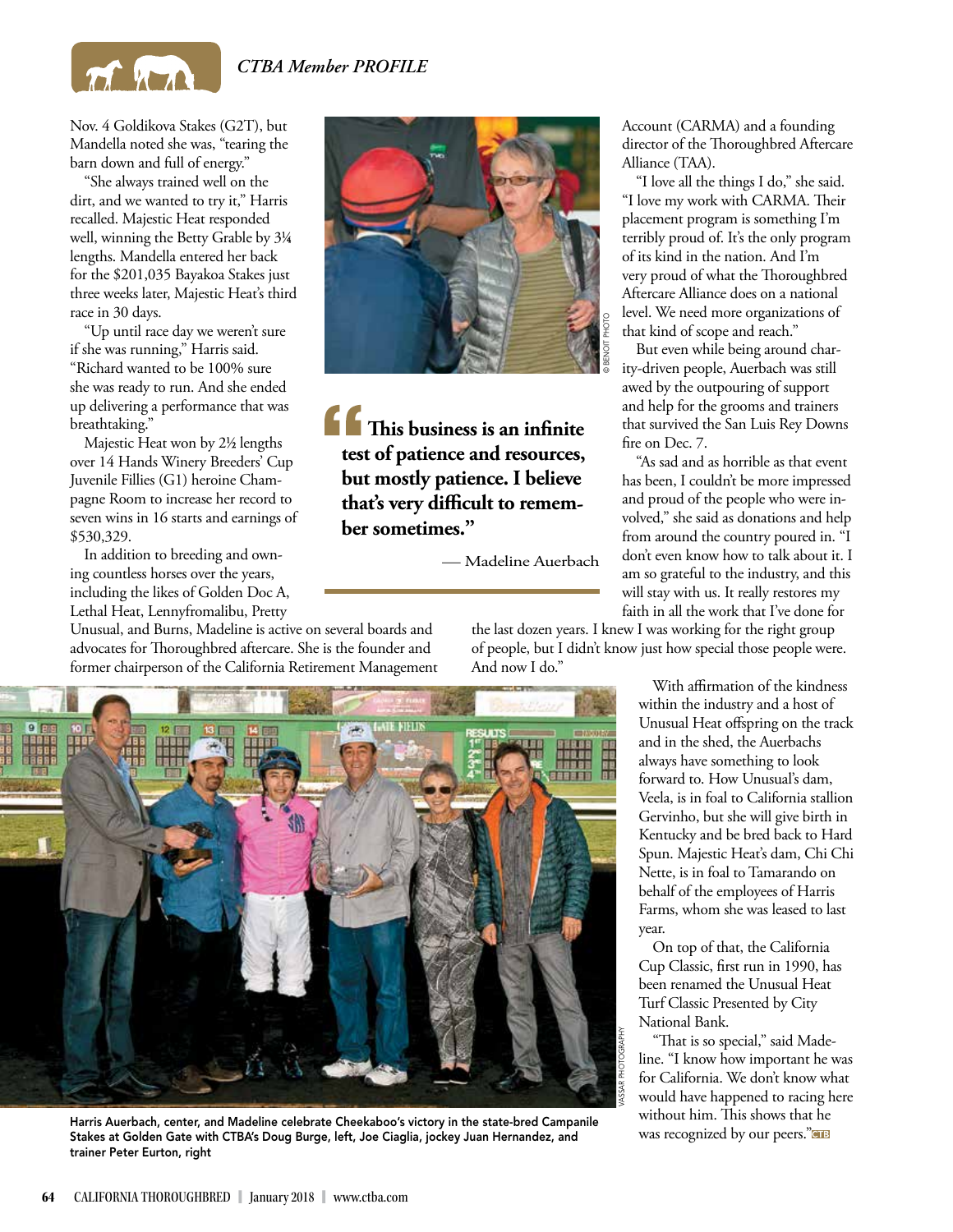Nov. 4 Goldikova Stakes (G2T), but Mandella noted she was, "tearing the barn down and full of energy."

"She always trained well on the dirt, and we wanted to try it," Harris recalled. Majestic Heat responded well, winning the Betty Grable by 3¼ lengths. Mandella entered her back for the $201,035 Bayakoa Stakes just three weeks later, Majestic Heat's third race in 30 days.

"Up until race day we weren't sure if she was running," Harris said. "Richard wanted to be 100% sure she was ready to run. And she ended up delivering a performance that was breathtaking."

Majestic Heat won by 2½ lengths over 14 Hands Winery Breeders' Cup Juvenile Fillies (G1) heroine Champagne Room to increase her record to seven wins in 16 starts and earnings of $530,329.

In addition to breeding and owning countless horses over the years, including the likes of Golden Doc A, Lethal Heat, Lennyfromalibu, Pretty Unusual, and Burns, Madeline is active on several boards and advocates for Thoroughbred aftercare. She is the founder and former chairperson of the California Retirement Management Account (CARMA) and a founding director of the Thoroughbred Aftercare Alliance (TAA).

"I love all the things I do," she said. "I love my work with CARMA. Their placement program is something I'm terribly proud of. It's the only program of its kind in the nation. And I'm very proud of what the Thoroughbred Aftercare Alliance does on a national level. We need more organizations of that kind of scope and reach."

But even while being around charity-driven people, Auerbach was still awed by the outpouring of support and help for the grooms and trainers that survived the San Luis Rey Downs fire on Dec. 7.

"As sad and as horrible as that event has been, I couldn't be more impressed and proud of the people who were involved," she said as donations and help from around the country poured in. "I don't even know how to talk about it. I am so grateful to the industry, and this will stay with us. It really restores my faith in all the work that I've done for the last dozen years. I knew I was working for the right group of people, but I didn't know just how special those people were. And now I do."

> **"This business is an infinite test of patience and resources, but mostly patience. I believe that's very difficult to remember sometimes."**
>
> — Madeline Auerbach

With affirmation of the kindness within the industry and a host of Unusual Heat offspring on the track and in the shed, the Auerbachs always have something to look forward to. How Unusual's dam, Veela, is in foal to California stallion Gervinho, but she will give birth in Kentucky and be bred back to Hard Spun. Majestic Heat's dam, Chi Chi Nette, is in foal to Tamarando on behalf of the employees of Harris Farms, whom she was leased to last year.

On top of that, the California Cup Classic, first run in 1990, has been renamed the Unusual Heat Turf Classic Presented by City National Bank.

"That is so special," said Madeline. "I know how important he was for California. We don't know what would have happened to racing here without him. This shows that he was recognized by our peers."

Harris Auerbach, center, and Madeline celebrate Cheekaboo's victory in the state-bred Campanile Stakes at Golden Gate with CTBA's Doug Burge, left, Joe Ciaglia, jockey Juan Hernandez, and trainer Peter Eurton, right